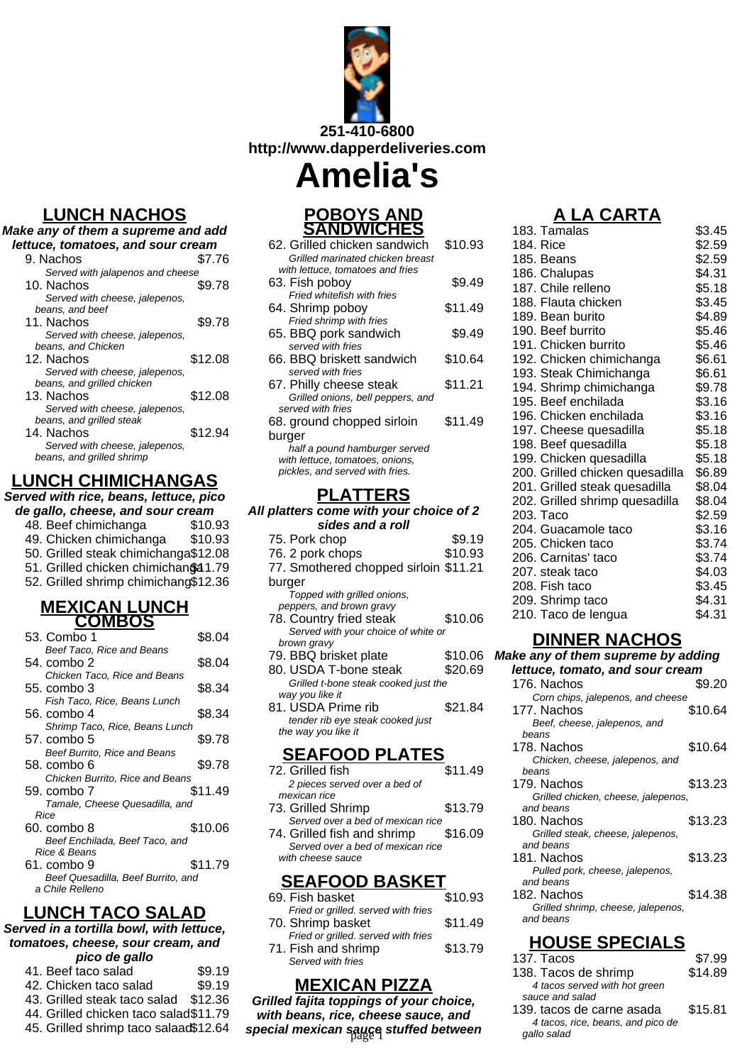251-410-6800
http://www.dapperdeliveries.com

# Amelia's

## LUNCH NACHOS

**Make any of them a supreme and add lettuce, tomatoes, and sour cream**

| Item | Price |
|---|---|
| 9. Nachos<br>*Served with jalapenos and cheese* | $7.76 |
| 10. Nachos<br>*Served with cheese, jalepenos, beans, and beef* | $9.78 |
| 11. Nachos<br>*Served with cheese, jalepenos, beans, and Chicken* | $9.78 |
| 12. Nachos<br>*Served with cheese, jalepenos, beans, and grilled chicken* | $12.08 |
| 13. Nachos<br>*Served with cheese, jalepenos, beans, and grilled steak* | $12.08 |
| 14. Nachos<br>*Served with cheese, jalepenos, beans, and grilled shrimp* | $12.94 |

## LUNCH CHIMICHANGAS

**Served with rice, beans, lettuce, pico de gallo, cheese, and sour cream**

| Item | Price |
|---|---|
| 48. Beef chimichanga | $10.93 |
| 49. Chicken chimichanga | $10.93 |
| 50. Grilled steak chimichanga | $12.08 |
| 51. Grilled chicken chimichanga | $11.79 |
| 52. Grilled shrimp chimichanga | $12.36 |

## MEXICAN LUNCH COMBOS

| Item | Price |
|---|---|
| 53. Combo 1<br>*Beef Taco, Rice and Beans* | $8.04 |
| 54. combo 2<br>*Chicken Taco, Rice and Beans* | $8.04 |
| 55. combo 3<br>*Fish Taco, Rice, Beans Lunch* | $8.34 |
| 56. combo 4<br>*Shrimp Taco, Rice, Beans Lunch* | $8.34 |
| 57. combo 5<br>*Beef Burrito, Rice and Beans* | $9.78 |
| 58. combo 6<br>*Chicken Burrito, Rice and Beans* | $9.78 |
| 59. combo 7<br>*Tamale, Cheese Quesadilla, and Rice* | $11.49 |
| 60. combo 8<br>*Beef Enchilada, Beef Taco, and Rice & Beans* | $10.06 |
| 61. combo 9<br>*Beef Quesadilla, Beef Burrito, and a Chile Relleno* | $11.79 |

## LUNCH TACO SALAD

**Served in a tortilla bowl, with lettuce, tomatoes, cheese, sour cream, and pico de gallo**

| Item | Price |
|---|---|
| 41. Beef taco salad | $9.19 |
| 42. Chicken taco salad | $9.19 |
| 43. Grilled steak taco salad | $12.36 |
| 44. Grilled chicken taco salad | $11.79 |
| 45. Grilled shrimp taco salad | $12.64 |

## POBOYS AND SANDWICHES

| Item | Price |
|---|---|
| 62. Grilled chicken sandwich<br>*Grilled marinated chicken breast with lettuce, tomatoes and fries* | $10.93 |
| 63. Fish poboy<br>*Fried whitefish with fries* | $9.49 |
| 64. Shrimp poboy<br>*Fried shrimp with fries* | $11.49 |
| 65. BBQ pork sandwich<br>*served with fries* | $9.49 |
| 66. BBQ briskett sandwich<br>*served with fries* | $10.64 |
| 67. Philly cheese steak<br>*Grilled onions, bell peppers, and served with fries* | $11.21 |
| 68. ground chopped sirloin burger<br>*half a pound hamburger served with lettuce, tomatoes, onions, pickles, and served with fries.* | $11.49 |

## PLATTERS

**All platters come with your choice of 2 sides and a roll**

| Item | Price |
|---|---|
| 75. Pork chop | $9.19 |
| 76. 2 pork chops | $10.93 |
| 77. Smothered chopped sirloin burger<br>*Topped with grilled onions, peppers, and brown gravy* | $11.21 |
| 78. Country fried steak<br>*Served with your choice of white or brown gravy* | $10.06 |
| 79. BBQ brisket plate | $10.06 |
| 80. USDA T-bone steak<br>*Grilled t-bone steak cooked just the way you like it* | $20.69 |
| 81. USDA Prime rib<br>*tender rib eye steak cooked just the way you like it* | $21.84 |

## SEAFOOD PLATES

| Item | Price |
|---|---|
| 72. Grilled fish<br>*2 pieces served over a bed of mexican rice* | $11.49 |
| 73. Grilled Shrimp<br>*Served over a bed of mexican rice* | $13.79 |
| 74. Grilled fish and shrimp<br>*Served over a bed of mexican rice with cheese sauce* | $16.09 |

## SEAFOOD BASKET

| Item | Price |
|---|---|
| 69. Fish basket<br>*Fried or grilled. served with fries* | $10.93 |
| 70. Shrimp basket<br>*Fried or grilled. served with fries* | $11.49 |
| 71. Fish and shrimp<br>*Served with fries* | $13.79 |

## MEXICAN PIZZA

**Grilled fajita toppings of your choice, with beans, rice, cheese sauce, and special mexican sauce stuffed between**

## A LA CARTA

| Item | Price |
|---|---|
| 183. Tamalas | $3.45 |
| 184. Rice | $2.59 |
| 185. Beans | $2.59 |
| 186. Chalupas | $4.31 |
| 187. Chile relleno | $5.18 |
| 188. Flauta chicken | $3.45 |
| 189. Bean burito | $4.89 |
| 190. Beef burrito | $5.46 |
| 191. Chicken burrito | $5.46 |
| 192. Chicken chimichanga | $6.61 |
| 193. Steak Chimichanga | $6.61 |
| 194. Shrimp chimichanga | $9.78 |
| 195. Beef enchilada | $3.16 |
| 196. Chicken enchilada | $3.16 |
| 197. Cheese quesadilla | $5.18 |
| 198. Beef quesadilla | $5.18 |
| 199. Chicken quesadilla | $5.18 |
| 200. Grilled chicken quesadilla | $6.89 |
| 201. Grilled steak quesadilla | $8.04 |
| 202. Grilled shrimp quesadilla | $8.04 |
| 203. Taco | $2.59 |
| 204. Guacamole taco | $3.16 |
| 205. Chicken taco | $3.74 |
| 206. Carnitas' taco | $3.74 |
| 207. steak taco | $4.03 |
| 208. Fish taco | $3.45 |
| 209. Shrimp taco | $4.31 |
| 210. Taco de lengua | $4.31 |

## DINNER NACHOS

**Make any of them supreme by adding lettuce, tomato, and sour cream**

| Item | Price |
|---|---|
| 176. Nachos<br>*Corn chips, jalepenos, and cheese* | $9.20 |
| 177. Nachos<br>*Beef, cheese, jalepenos, and beans* | $10.64 |
| 178. Nachos<br>*Chicken, cheese, jalepenos, and beans* | $10.64 |
| 179. Nachos<br>*Grilled chicken, cheese, jalepenos, and beans* | $13.23 |
| 180. Nachos<br>*Grilled steak, cheese, jalepenos, and beans* | $13.23 |
| 181. Nachos<br>*Pulled pork, cheese, jalepenos, and beans* | $13.23 |
| 182. Nachos<br>*Grilled shrimp, cheese, jalepenos, and beans* | $14.38 |

## HOUSE SPECIALS

| Item | Price |
|---|---|
| 137. Tacos | $7.99 |
| 138. Tacos de shrimp<br>*4 tacos served with hot green sauce and salad* | $14.89 |
| 139. tacos de carne asada<br>*4 tacos, rice, beans, and pico de gallo salad* | $15.81 |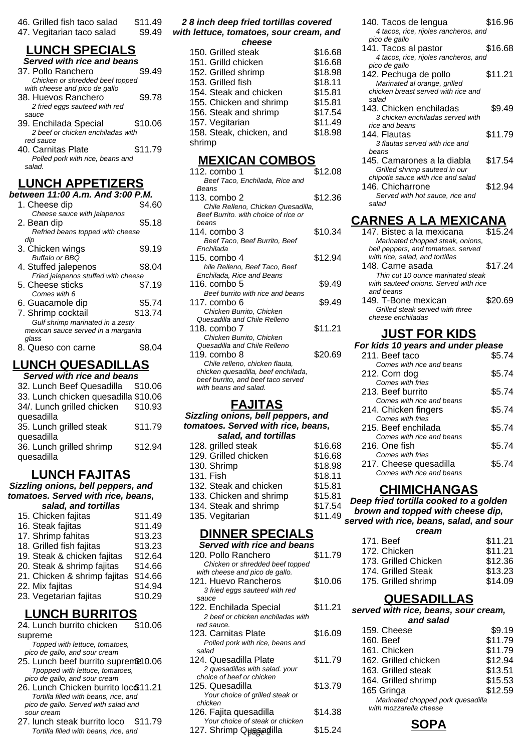46. Grilled fish taco salad $11.49
47. Vegitarian taco salad $9.49

## LUNCH SPECIALS

***Served with rice and beans***

37. Pollo Ranchero $9.49
*Chicken or shredded beef topped with cheese and pico de gallo*

38. Huevos Ranchero $9.78
*2 fried eggs sauteed with red sauce*

39. Enchilada Special $10.06
*2 beef or chicken enchiladas with red sauce*

40. Carnitas Plate $11.79
*Polled pork with rice, beans and salad.*

## LUNCH APPETIZERS

***between 11:00 A.m. And 3:00 P.M.***

1. Cheese dip $4.60
*Cheese sauce with jalapenos*

2. Bean dip $5.18
*Refried beans topped with cheese dip*

3. Chicken wings $9.19
*Buffalo or BBQ*

4. Stuffed jelepenos $8.04
*Fried jalepenos stuffed with cheese*

5. Cheese sticks $7.19
*Comes with 6*

6. Guacamole dip $5.74

7. Shrimp cocktail $13.74
*Gulf shrimp marinated in a zesty mexican sauce served in a margarita glass*

8. Queso con carne $8.04

## LUNCH QUESADILLAS

***Served with rice and beans***

32. Lunch Beef Quesadilla $10.06
33. Lunch chicken quesadilla $10.06
34/. Lunch grilled chicken quesadilla $10.93
35. Lunch grilled steak quesadilla $11.79
36. Lunch grilled shrimp quesadilla $12.94

## LUNCH FAJITAS

***Sizzling onions, bell peppers, and tomatoes. Served with rice, beans, salad, and tortillas***

15. Chicken fajitas $11.49
16. Steak fajitas $11.49
17. Shrimp fahitas $13.23
18. Grilled fish fajitas $13.23
19. Steak & chicken fajitas $12.64
20. Steak & shrimp fajitas $14.66
21. Chicken & shrimp fajitas $14.66
22. Mix fajitas $14.94
23. Vegetarian fajitas $10.29

## LUNCH BURRITOS

24. Lunch burrito chicken supreme $10.06
*Topped with lettuce, tomatoes, pico de gallo, and sour cream*

25. Lunch beef burrito supreme $10.06
*Tpopped with lettuce, tomatoes, pico de gallo, and sour cream*

26. Lunch Chicken burrito loco $11.21
*Tortilla filled with beans, rice, and pico de gallo. Served with salad and sour cream*

27. lunch steak burrito loco $11.79
*Tortilla filled with beans, rice, and*

***2 8 inch deep fried tortillas covered with lettuce, tomatoes, sour cream, and cheese***

150. Grilled steak $16.68
151. Grilld chicken $16.68
152. Grilled shrimp $18.98
153. Grilled fish $18.11
154. Steak and chicken $15.81
155. Chicken and shrimp $15.81
156. Steak and shrimp $17.54
157. Vegitarian $11.49
158. Steak, chicken, and shrimp $18.98

## MEXICAN COMBOS

112. combo 1 $12.08
*Beef Taco, Enchilada, Rice and Beans*

113. combo 2 $12.36
*Chile Relleno, Chicken Quesadilla, Beef Burrito. with choice of rice or beans*

114. combo 3 $10.34
*Beef Taco, Beef Burrito, Beef Enchilada*

115. combo 4 $12.94
*hile Relleno, Beef Taco, Beef Enchilada, Rice and Beans*

116. combo 5 $9.49
*Beef burrito with rice and beans*

117. combo 6 $9.49
*Chicken Burrito, Chicken Quesadilla and Chile Relleno*

118. combo 7 $11.21
*Chicken Burrito, Chicken Quesadilla and Chile Relleno*

119. combo 8 $20.69
*Chile relleno, chicken flauta, chicken quesadilla, beef enchilada, beef burrito, and beef taco served with beans and salad.*

## FAJITAS

***Sizzling onions, bell peppers, and tomatoes. Served with rice, beans, salad, and tortillas***

128. grilled steak $16.68
129. Grilled chicken $16.68
130. Shrimp $18.98
131. Fish $18.11
132. Steak and chicken $15.81
133. Chicken and shrimp $15.81
134. Steak and shrimp $17.54
135. Vegitarian $11.49

## DINNER SPECIALS

***Served with rice and beans***

120. Pollo Ranchero $11.79
*Chicken or shredded beef topped with cheese and pico de gallo.*

121. Huevo Rancheros $10.06
*3 fried eggs sauteed with red sauce*

122. Enchilada Special $11.21
*2 beef or chicken enchiladas with red sauce.*

123. Carnitas Plate $16.09
*Polled pork with rice, beans and salad*

124. Quesadilla Plate $11.79
*2 quesadillas with salad. your choice of beef or chicken*

125. Quesadilla $13.79
*Your choice of grilled steak or chicken*

126. Fajita quesadilla $14.38
*Your choice of steak or chicken*

127. Shrimp Quesadilla $15.24

140. Tacos de lengua $16.96
*4 tacos, rice, rijoles rancheros, and pico de gallo*

141. Tacos al pastor $16.68
*4 tacos, rice, rijoles rancheros, and pico de gallo*

142. Pechuga de pollo $11.21
*Marinated al orange, grilled chicken breast served with rice and salad*

143. Chicken enchiladas $9.49
*3 chicken enchiladas served with rice and beans*

144. Flautas $11.79
*3 flautas served with rice and beans*

145. Camarones a la diabla $17.54
*Grilled shrimp sauteed in our chipotle sauce with rice and salad*

146. Chicharrone $12.94
*Served with hot sauce, rice and salad*

## CARNES A LA MEXICANA

147. Bistec a la mexicana $15.24
*Marinated chopped steak, onions, bell peppers, and tomatoes. served with rice, salad, and tortillas*

148. Carne asada $17.24
*Thin cut 10 ounce marinated steak with sauteed onions. Served with rice and beans*

149. T-Bone mexican $20.69
*Grilled steak served with three cheese enchiladas*

## JUST FOR KIDS

***For kids 10 years and under please***

211. Beef taco $5.74
*Comes with rice and beans*

212. Corn dog $5.74
*Comes with fries*

213. Beef burrito $5.74
*Comes with rice and beans*

214. Chicken fingers $5.74
*Comes with fries*

215. Beef enchilada $5.74
*Comes with rice and beans*

216. One fish $5.74
*Comes with fries*

217. Cheese quesadilla $5.74
*Comes with rice and beans*

## CHIMICHANGAS

***Deep fried tortilla cooked to a golden brown and topped with cheese dip, served with rice, beans, salad, and sour cream***

171. Beef $11.21
172. Chicken $11.21
173. Grilled Chicken $12.36
174. Grilled Steak $13.23
175. Grilled shrimp $14.09

## QUESADILLAS

***served with rice, beans, sour cream, and salad***

159. Cheese $9.19
160. Beef $11.79
161. Chicken $11.79
162. Grilled chicken $12.94
163. Grilled steak $13.51
164. Grilled shrimp $15.53
165 Gringa $12.59
*Marinated chopped pork quesadilla with mozzarella cheese*

## SOPA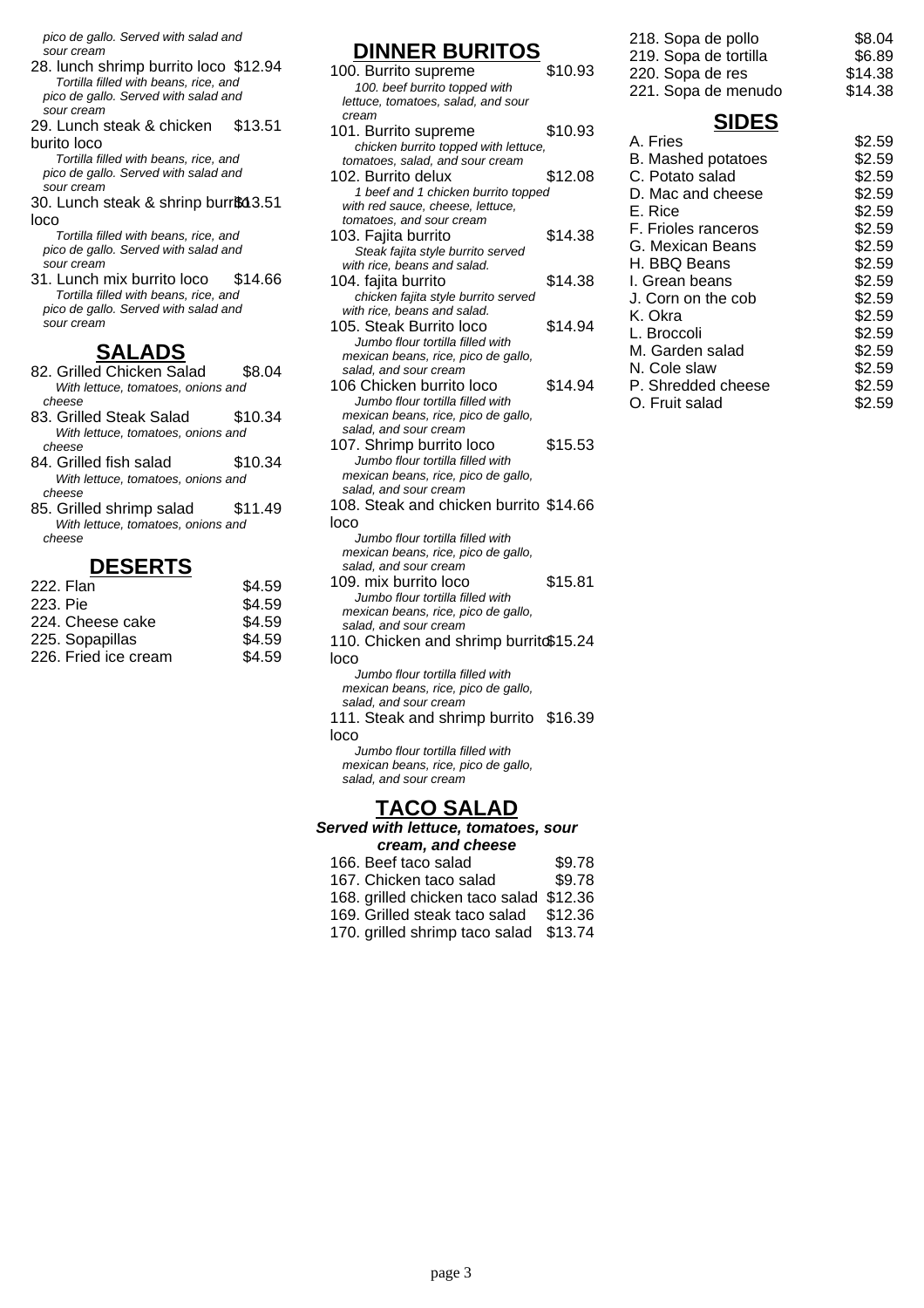*pico de gallo. Served with salad and sour cream*

28. lunch shrimp burrito loco $12.94
*Tortilla filled with beans, rice, and pico de gallo. Served with salad and sour cream*

29. Lunch steak & chicken burito loco $13.51
*Tortilla filled with beans, rice, and pico de gallo. Served with salad and sour cream*

30. Lunch steak & shrinp burrito loco $13.51
*Tortilla filled with beans, rice, and pico de gallo. Served with salad and sour cream*

31. Lunch mix burrito loco $14.66
*Tortilla filled with beans, rice, and pico de gallo. Served with salad and sour cream*

## SALADS

82. Grilled Chicken Salad $8.04
*With lettuce, tomatoes, onions and cheese*

83. Grilled Steak Salad $10.34
*With lettuce, tomatoes, onions and cheese*

84. Grilled fish salad $10.34
*With lettuce, tomatoes, onions and cheese*

85. Grilled shrimp salad $11.49
*With lettuce, tomatoes, onions and cheese*

## DESERTS

| | |
|---|---|
| 222. Flan | $4.59 |
| 223. Pie | $4.59 |
| 224. Cheese cake | $4.59 |
| 225. Sopapillas | $4.59 |
| 226. Fried ice cream | $4.59 |

## DINNER BURITOS

100. Burrito supreme $10.93
*100. beef burrito topped with lettuce, tomatoes, salad, and sour cream*

101. Burrito supreme $10.93
*chicken burrito topped with lettuce, tomatoes, salad, and sour cream*

102. Burrito delux $12.08
*1 beef and 1 chicken burrito topped with red sauce, cheese, lettuce, tomatoes, and sour cream*

103. Fajita burrito $14.38
*Steak fajita style burrito served with rice, beans and salad.*

104. fajita burrito $14.38
*chicken fajita style burrito served with rice, beans and salad.*

105. Steak Burrito loco $14.94
*Jumbo flour tortilla filled with mexican beans, rice, pico de gallo, salad, and sour cream*

106 Chicken burrito loco $14.94
*Jumbo flour tortilla filled with mexican beans, rice, pico de gallo, salad, and sour cream*

107. Shrimp burrito loco $15.53
*Jumbo flour tortilla filled with mexican beans, rice, pico de gallo, salad, and sour cream*

108. Steak and chicken burrito loco $14.66
*Jumbo flour tortilla filled with mexican beans, rice, pico de gallo, salad, and sour cream*

109. mix burrito loco $15.81
*Jumbo flour tortilla filled with mexican beans, rice, pico de gallo, salad, and sour cream*

110. Chicken and shrimp burrito loco $15.24
*Jumbo flour tortilla filled with mexican beans, rice, pico de gallo, salad, and sour cream*

111. Steak and shrimp burrito loco $16.39
*Jumbo flour tortilla filled with mexican beans, rice, pico de gallo, salad, and sour cream*

## TACO SALAD

***Served with lettuce, tomatoes, sour cream, and cheese***

| | |
|---|---|
| 166. Beef taco salad | $9.78 |
| 167. Chicken taco salad | $9.78 |
| 168. grilled chicken taco salad | $12.36 |
| 169. Grilled steak taco salad | $12.36 |
| 170. grilled shrimp taco salad | $13.74 |

| | |
|---|---|
| 218. Sopa de pollo | $8.04 |
| 219. Sopa de tortilla | $6.89 |
| 220. Sopa de res | $14.38 |
| 221. Sopa de menudo | $14.38 |

## SIDES

| | |
|---|---|
| A. Fries | $2.59 |
| B. Mashed potatoes | $2.59 |
| C. Potato salad | $2.59 |
| D. Mac and cheese | $2.59 |
| E. Rice | $2.59 |
| F. Frioles ranceros | $2.59 |
| G. Mexican Beans | $2.59 |
| H. BBQ Beans | $2.59 |
| I. Grean beans | $2.59 |
| J. Corn on the cob | $2.59 |
| K. Okra | $2.59 |
| L. Broccoli | $2.59 |
| M. Garden salad | $2.59 |
| N. Cole slaw | $2.59 |
| P. Shredded cheese | $2.59 |
| O. Fruit salad | $2.59 |